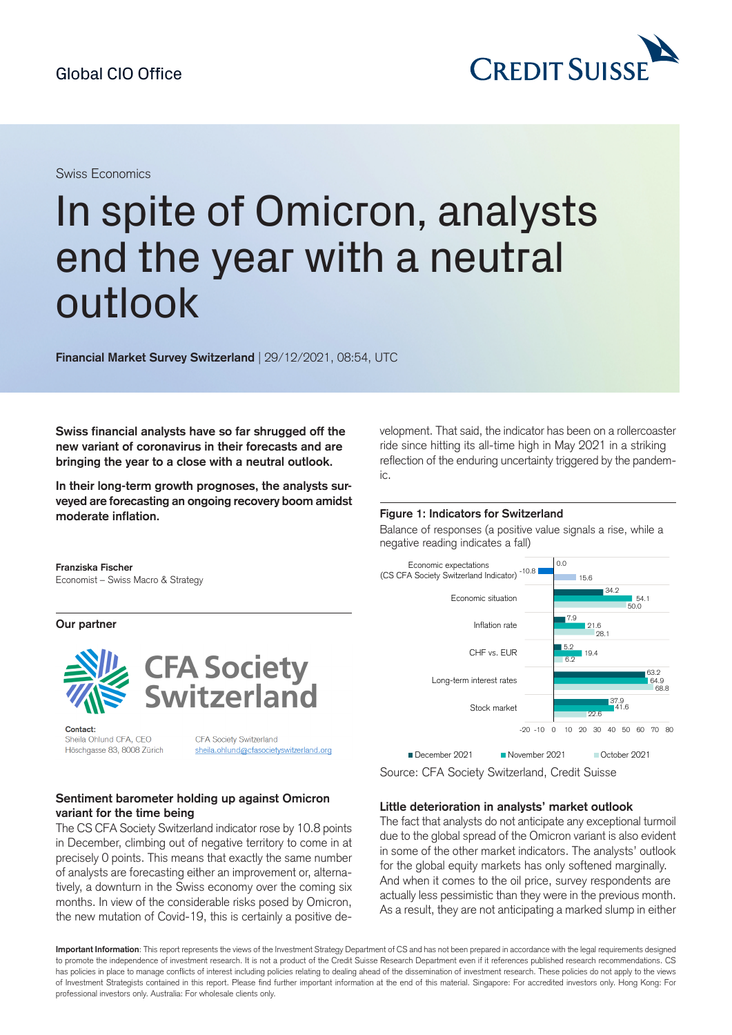Global CIO Office

Swiss Economics

# In spite of Omicron, analysts end the year with a neutral outlook

**Financial Market Survey Switzerland** | 29/12/2021, 08:54, UTC

**Swiss financial analysts have so far shrugged off the new variant of coronavirus in their forecasts and are bringing the year to a close with a neutral outlook.**

**In their long-term growth prognoses, the analysts surveyed are forecasting an ongoing recovery boom amidst moderate inflation.**

**Franziska Fischer**
Economist – Swiss Macro & Strategy

**Our partner**

CFA Society Switzerland

**Contact:**
Sheila Ohlund CFA, CEO
Höschgasse 83, 8008 Zürich

CFA Society Switzerland
sheila.ohlund@cfasocietyswitzerland.org

## Sentiment barometer holding up against Omicron variant for the time being

The CS CFA Society Switzerland indicator rose by 10.8 points in December, climbing out of negative territory to come in at precisely 0 points. This means that exactly the same number of analysts are forecasting either an improvement or, alternatively, a downturn in the Swiss economy over the coming six months. In view of the considerable risks posed by Omicron, the new mutation of Covid-19, this is certainly a positive development. That said, the indicator has been on a rollercoaster ride since hitting its all-time high in May 2021 in a striking reflection of the enduring uncertainty triggered by the pandemic.

**Figure 1: Indicators for Switzerland**

Balance of responses (a positive value signals a rise, while a negative reading indicates a fall)

| Indicator | December 2021 | November 2021 | October 2021 |
|---|---|---|---|
| Economic expectations (CS CFA Society Switzerland Indicator) | 0.0 | -10.8 | 15.6 |
| Economic situation | 34.2 | 54.1 | 50.0 |
| Inflation rate | 7.9 | 21.6 | 28.1 |
| CHF vs. EUR | 5.2 | 19.4 | 6.2 |
| Long-term interest rates | 63.2 | 64.9 | 68.8 |
| Stock market | 37.9 | 41.6 | 22.6 |

Source: CFA Society Switzerland, Credit Suisse

## Little deterioration in analysts' market outlook

The fact that analysts do not anticipate any exceptional turmoil due to the global spread of the Omicron variant is also evident in some of the other market indicators. The analysts' outlook for the global equity markets has only softened marginally. And when it comes to the oil price, survey respondents are actually less pessimistic than they were in the previous month. As a result, they are not anticipating a marked slump in either

**Important Information**: This report represents the views of the Investment Strategy Department of CS and has not been prepared in accordance with the legal requirements designed to promote the independence of investment research. It is not a product of the Credit Suisse Research Department even if it references published research recommendations. CS has policies in place to manage conflicts of interest including policies relating to dealing ahead of the dissemination of investment research. These policies do not apply to the views of Investment Strategists contained in this report. Please find further important information at the end of this material. Singapore: For accredited investors only. Hong Kong: For professional investors only. Australia: For wholesale clients only.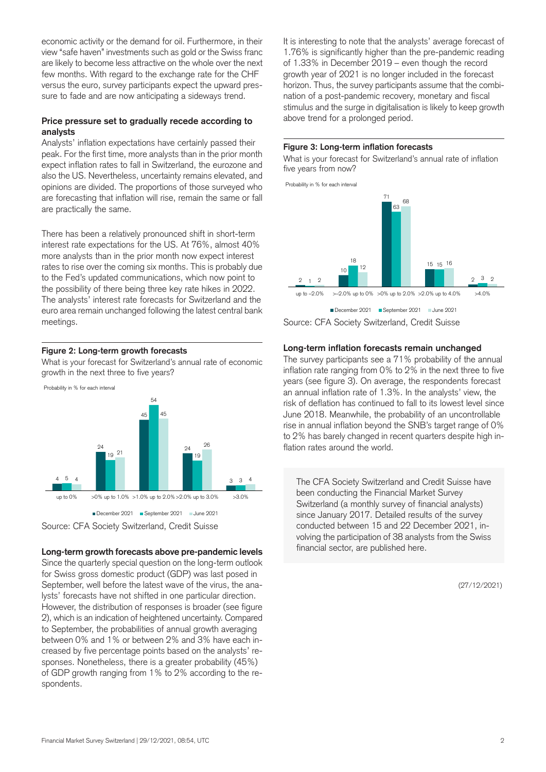economic activity or the demand for oil. Furthermore, in their view "safe haven" investments such as gold or the Swiss franc are likely to become less attractive on the whole over the next few months. With regard to the exchange rate for the CHF versus the euro, survey participants expect the upward pressure to fade and are now anticipating a sideways trend.

### Price pressure set to gradually recede according to analysts

Analysts' inflation expectations have certainly passed their peak. For the first time, more analysts than in the prior month expect inflation rates to fall in Switzerland, the eurozone and also the US. Nevertheless, uncertainty remains elevated, and opinions are divided. The proportions of those surveyed who are forecasting that inflation will rise, remain the same or fall are practically the same.

There has been a relatively pronounced shift in short-term interest rate expectations for the US. At 76%, almost 40% more analysts than in the prior month now expect interest rates to rise over the coming six months. This is probably due to the Fed's updated communications, which now point to the possibility of there being three key rate hikes in 2022. The analysts' interest rate forecasts for Switzerland and the euro area remain unchanged following the latest central bank meetings.

**Figure 2: Long-term growth forecasts**

What is your forecast for Switzerland's annual rate of economic growth in the next three to five years?

Probability in % for each interval

| | up to 0% | >0% up to 1.0% | >1.0% up to 2.0% | >2.0% up to 3.0% | >3.0% |
|---|---|---|---|---|---|
| December 2021 | 4 | 24 | 45 | 24 | 3 |
| September 2021 | 5 | 19 | 54 | 19 | 3 |
| June 2021 | 4 | 21 | 45 | 26 | 4 |

Source: CFA Society Switzerland, Credit Suisse

### Long-term growth forecasts above pre-pandemic levels

Since the quarterly special question on the long-term outlook for Swiss gross domestic product (GDP) was last posed in September, well before the latest wave of the virus, the analysts' forecasts have not shifted in one particular direction. However, the distribution of responses is broader (see figure 2), which is an indication of heightened uncertainty. Compared to September, the probabilities of annual growth averaging between 0% and 1% or between 2% and 3% have each increased by five percentage points based on the analysts' responses. Nonetheless, there is a greater probability (45%) of GDP growth ranging from 1% to 2% according to the respondents.

It is interesting to note that the analysts' average forecast of 1.76% is significantly higher than the pre-pandemic reading of 1.33% in December 2019 – even though the record growth year of 2021 is no longer included in the forecast horizon. Thus, the survey participants assume that the combination of a post-pandemic recovery, monetary and fiscal stimulus and the surge in digitalisation is likely to keep growth above trend for a prolonged period.

**Figure 3: Long-term inflation forecasts**

What is your forecast for Switzerland's annual rate of inflation five years from now?

Probability in % for each interval

| | up to –2.0% | >–2.0% up to 0% | >0% up to 2.0% | >2.0% up to 4.0% | >4.0% |
|---|---|---|---|---|---|
| December 2021 | 2 | 10 | 71 | 15 | 2 |
| September 2021 | 1 | 18 | 63 | 15 | 3 |
| June 2021 | 2 | 12 | 68 | 16 | 2 |

Source: CFA Society Switzerland, Credit Suisse

### Long-term inflation forecasts remain unchanged

The survey participants see a 71% probability of the annual inflation rate ranging from 0% to 2% in the next three to five years (see figure 3). On average, the respondents forecast an annual inflation rate of 1.3%. In the analysts' view, the risk of deflation has continued to fall to its lowest level since June 2018. Meanwhile, the probability of an uncontrollable rise in annual inflation beyond the SNB's target range of 0% to 2% has barely changed in recent quarters despite high inflation rates around the world.

The CFA Society Switzerland and Credit Suisse have been conducting the Financial Market Survey Switzerland (a monthly survey of financial analysts) since January 2017. Detailed results of the survey conducted between 15 and 22 December 2021, involving the participation of 38 analysts from the Swiss financial sector, are published here.

(27/12/2021)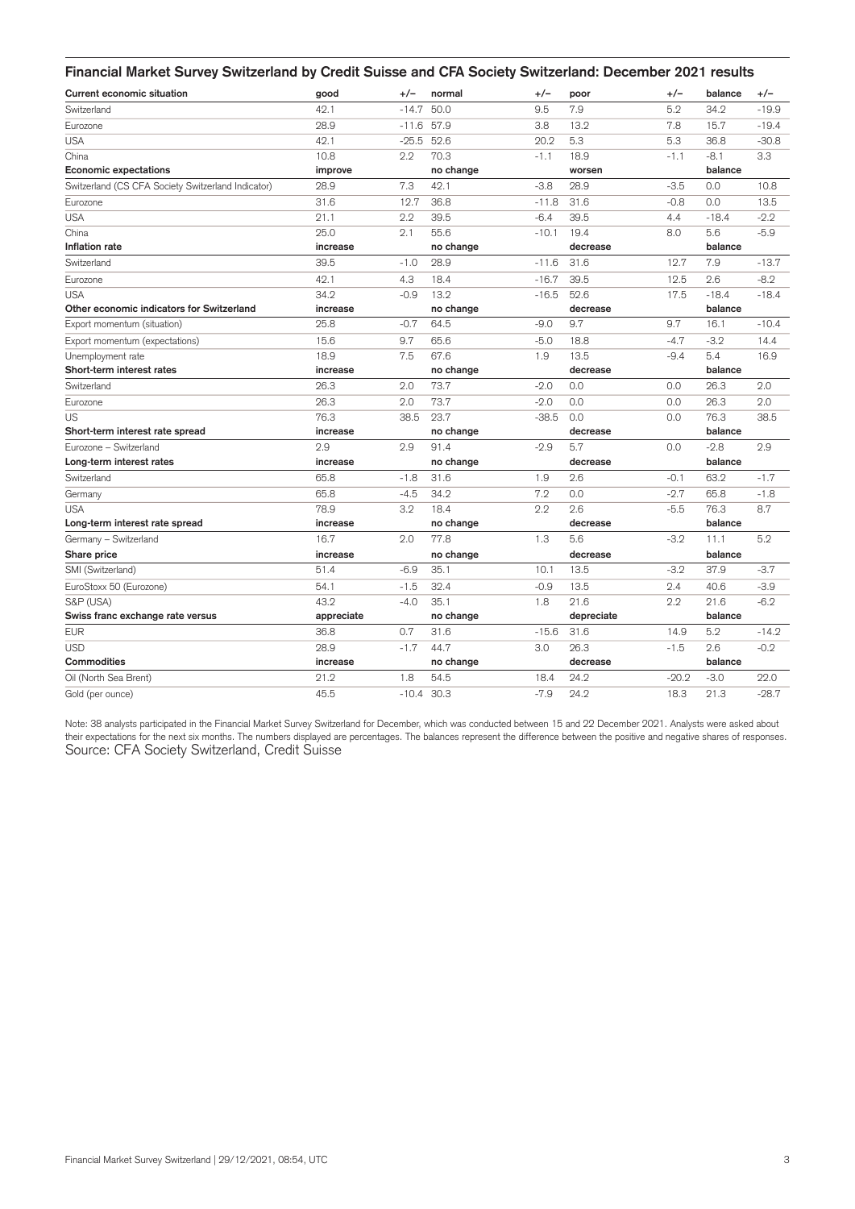## Financial Market Survey Switzerland by Credit Suisse and CFA Society Switzerland: December 2021 results

| Current economic situation | good | +/− | normal | +/− | poor | +/− | balance | +/− |
|---|---|---|---|---|---|---|---|---|
| Switzerland | 42.1 | -14.7 | 50.0 | 9.5 | 7.9 | 5.2 | 34.2 | -19.9 |
| Eurozone | 28.9 | -11.6 | 57.9 | 3.8 | 13.2 | 7.8 | 15.7 | -19.4 |
| USA | 42.1 | -25.5 | 52.6 | 20.2 | 5.3 | 5.3 | 36.8 | -30.8 |
| China | 10.8 | 2.2 | 70.3 | -1.1 | 18.9 | -1.1 | -8.1 | 3.3 |
| **Economic expectations** | **improve** | | **no change** | | **worsen** | | **balance** | |
| Switzerland (CS CFA Society Switzerland Indicator) | 28.9 | 7.3 | 42.1 | -3.8 | 28.9 | -3.5 | 0.0 | 10.8 |
| Eurozone | 31.6 | 12.7 | 36.8 | -11.8 | 31.6 | -0.8 | 0.0 | 13.5 |
| USA | 21.1 | 2.2 | 39.5 | -6.4 | 39.5 | 4.4 | -18.4 | -2.2 |
| China | 25.0 | 2.1 | 55.6 | -10.1 | 19.4 | 8.0 | 5.6 | -5.9 |
| **Inflation rate** | **increase** | | **no change** | | **decrease** | | **balance** | |
| Switzerland | 39.5 | -1.0 | 28.9 | -11.6 | 31.6 | 12.7 | 7.9 | -13.7 |
| Eurozone | 42.1 | 4.3 | 18.4 | -16.7 | 39.5 | 12.5 | 2.6 | -8.2 |
| USA | 34.2 | -0.9 | 13.2 | -16.5 | 52.6 | 17.5 | -18.4 | -18.4 |
| **Other economic indicators for Switzerland** | **increase** | | **no change** | | **decrease** | | **balance** | |
| Export momentum (situation) | 25.8 | -0.7 | 64.5 | -9.0 | 9.7 | 9.7 | 16.1 | -10.4 |
| Export momentum (expectations) | 15.6 | 9.7 | 65.6 | -5.0 | 18.8 | -4.7 | -3.2 | 14.4 |
| Unemployment rate | 18.9 | 7.5 | 67.6 | 1.9 | 13.5 | -9.4 | 5.4 | 16.9 |
| **Short-term interest rates** | **increase** | | **no change** | | **decrease** | | **balance** | |
| Switzerland | 26.3 | 2.0 | 73.7 | -2.0 | 0.0 | 0.0 | 26.3 | 2.0 |
| Eurozone | 26.3 | 2.0 | 73.7 | -2.0 | 0.0 | 0.0 | 26.3 | 2.0 |
| US | 76.3 | 38.5 | 23.7 | -38.5 | 0.0 | 0.0 | 76.3 | 38.5 |
| **Short-term interest rate spread** | **increase** | | **no change** | | **decrease** | | **balance** | |
| Eurozone – Switzerland | 2.9 | 2.9 | 91.4 | -2.9 | 5.7 | 0.0 | -2.8 | 2.9 |
| **Long-term interest rates** | **increase** | | **no change** | | **decrease** | | **balance** | |
| Switzerland | 65.8 | -1.8 | 31.6 | 1.9 | 2.6 | -0.1 | 63.2 | -1.7 |
| Germany | 65.8 | -4.5 | 34.2 | 7.2 | 0.0 | -2.7 | 65.8 | -1.8 |
| USA | 78.9 | 3.2 | 18.4 | 2.2 | 2.6 | -5.5 | 76.3 | 8.7 |
| **Long-term interest rate spread** | **increase** | | **no change** | | **decrease** | | **balance** | |
| Germany – Switzerland | 16.7 | 2.0 | 77.8 | 1.3 | 5.6 | -3.2 | 11.1 | 5.2 |
| **Share price** | **increase** | | **no change** | | **decrease** | | **balance** | |
| SMI (Switzerland) | 51.4 | -6.9 | 35.1 | 10.1 | 13.5 | -3.2 | 37.9 | -3.7 |
| EuroStoxx 50 (Eurozone) | 54.1 | -1.5 | 32.4 | -0.9 | 13.5 | 2.4 | 40.6 | -3.9 |
| S&P (USA) | 43.2 | -4.0 | 35.1 | 1.8 | 21.6 | 2.2 | 21.6 | -6.2 |
| **Swiss franc exchange rate versus** | **appreciate** | | **no change** | | **depreciate** | | **balance** | |
| EUR | 36.8 | 0.7 | 31.6 | -15.6 | 31.6 | 14.9 | 5.2 | -14.2 |
| USD | 28.9 | -1.7 | 44.7 | 3.0 | 26.3 | -1.5 | 2.6 | -0.2 |
| **Commodities** | **increase** | | **no change** | | **decrease** | | **balance** | |
| Oil (North Sea Brent) | 21.2 | 1.8 | 54.5 | 18.4 | 24.2 | -20.2 | -3.0 | 22.0 |
| Gold (per ounce) | 45.5 | -10.4 | 30.3 | -7.9 | 24.2 | 18.3 | 21.3 | -28.7 |

Note: 38 analysts participated in the Financial Market Survey Switzerland for December, which was conducted between 15 and 22 December 2021. Analysts were asked about their expectations for the next six months. The numbers displayed are percentages. The balances represent the difference between the positive and negative shares of responses.

Source: CFA Society Switzerland, Credit Suisse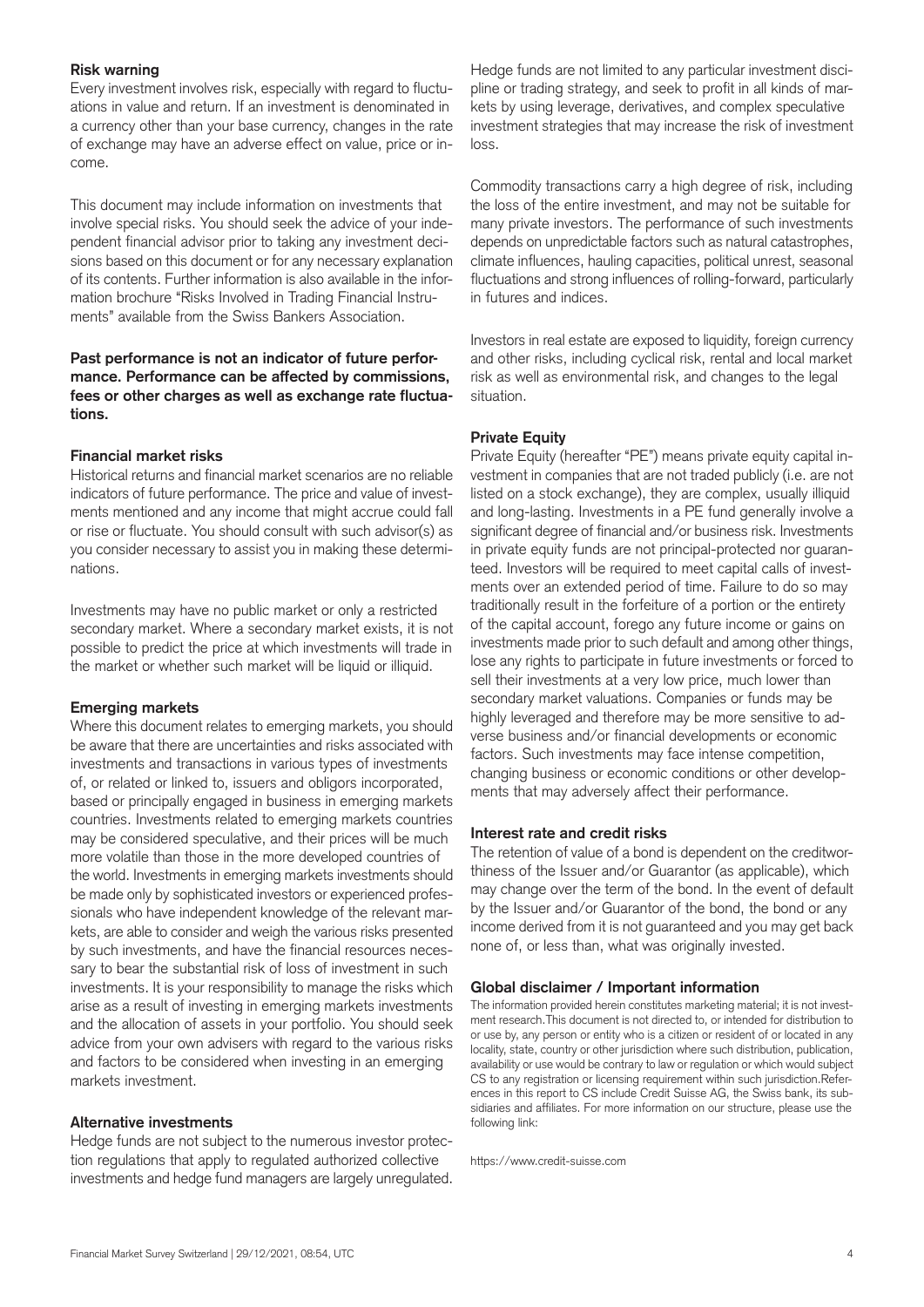### Risk warning

Every investment involves risk, especially with regard to fluctuations in value and return. If an investment is denominated in a currency other than your base currency, changes in the rate of exchange may have an adverse effect on value, price or income.

This document may include information on investments that involve special risks. You should seek the advice of your independent financial advisor prior to taking any investment decisions based on this document or for any necessary explanation of its contents. Further information is also available in the information brochure "Risks Involved in Trading Financial Instruments" available from the Swiss Bankers Association.

**Past performance is not an indicator of future performance. Performance can be affected by commissions, fees or other charges as well as exchange rate fluctuations.**

### Financial market risks

Historical returns and financial market scenarios are no reliable indicators of future performance. The price and value of investments mentioned and any income that might accrue could fall or rise or fluctuate. You should consult with such advisor(s) as you consider necessary to assist you in making these determinations.

Investments may have no public market or only a restricted secondary market. Where a secondary market exists, it is not possible to predict the price at which investments will trade in the market or whether such market will be liquid or illiquid.

### Emerging markets

Where this document relates to emerging markets, you should be aware that there are uncertainties and risks associated with investments and transactions in various types of investments of, or related or linked to, issuers and obligors incorporated, based or principally engaged in business in emerging markets countries. Investments related to emerging markets countries may be considered speculative, and their prices will be much more volatile than those in the more developed countries of the world. Investments in emerging markets investments should be made only by sophisticated investors or experienced professionals who have independent knowledge of the relevant markets, are able to consider and weigh the various risks presented by such investments, and have the financial resources necessary to bear the substantial risk of loss of investment in such investments. It is your responsibility to manage the risks which arise as a result of investing in emerging markets investments and the allocation of assets in your portfolio. You should seek advice from your own advisers with regard to the various risks and factors to be considered when investing in an emerging markets investment.

### Alternative investments

Hedge funds are not subject to the numerous investor protection regulations that apply to regulated authorized collective investments and hedge fund managers are largely unregulated. Hedge funds are not limited to any particular investment discipline or trading strategy, and seek to profit in all kinds of markets by using leverage, derivatives, and complex speculative investment strategies that may increase the risk of investment loss.

Commodity transactions carry a high degree of risk, including the loss of the entire investment, and may not be suitable for many private investors. The performance of such investments depends on unpredictable factors such as natural catastrophes, climate influences, hauling capacities, political unrest, seasonal fluctuations and strong influences of rolling-forward, particularly in futures and indices.

Investors in real estate are exposed to liquidity, foreign currency and other risks, including cyclical risk, rental and local market risk as well as environmental risk, and changes to the legal situation.

### Private Equity

Private Equity (hereafter "PE") means private equity capital investment in companies that are not traded publicly (i.e. are not listed on a stock exchange), they are complex, usually illiquid and long-lasting. Investments in a PE fund generally involve a significant degree of financial and/or business risk. Investments in private equity funds are not principal-protected nor guaranteed. Investors will be required to meet capital calls of investments over an extended period of time. Failure to do so may traditionally result in the forfeiture of a portion or the entirety of the capital account, forego any future income or gains on investments made prior to such default and among other things, lose any rights to participate in future investments or forced to sell their investments at a very low price, much lower than secondary market valuations. Companies or funds may be highly leveraged and therefore may be more sensitive to adverse business and/or financial developments or economic factors. Such investments may face intense competition, changing business or economic conditions or other developments that may adversely affect their performance.

### Interest rate and credit risks

The retention of value of a bond is dependent on the creditworthiness of the Issuer and/or Guarantor (as applicable), which may change over the term of the bond. In the event of default by the Issuer and/or Guarantor of the bond, the bond or any income derived from it is not guaranteed and you may get back none of, or less than, what was originally invested.

### Global disclaimer / Important information

The information provided herein constitutes marketing material; it is not investment research.This document is not directed to, or intended for distribution to or use by, any person or entity who is a citizen or resident of or located in any locality, state, country or other jurisdiction where such distribution, publication, availability or use would be contrary to law or regulation or which would subject CS to any registration or licensing requirement within such jurisdiction.References in this report to CS include Credit Suisse AG, the Swiss bank, its subsidiaries and affiliates. For more information on our structure, please use the following link:

https://www.credit-suisse.com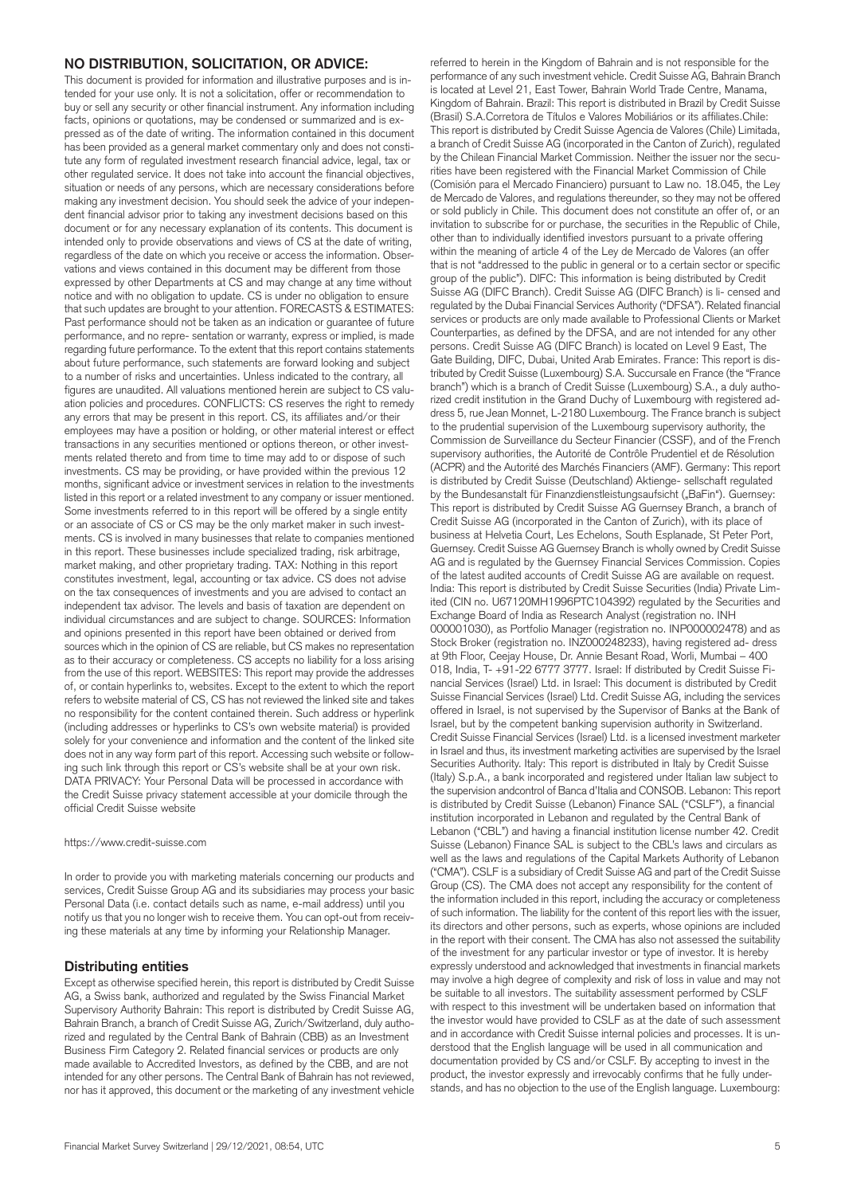## NO DISTRIBUTION, SOLICITATION, OR ADVICE:

This document is provided for information and illustrative purposes and is intended for your use only. It is not a solicitation, offer or recommendation to buy or sell any security or other financial instrument. Any information including facts, opinions or quotations, may be condensed or summarized and is expressed as of the date of writing. The information contained in this document has been provided as a general market commentary only and does not constitute any form of regulated investment research financial advice, legal, tax or other regulated service. It does not take into account the financial objectives, situation or needs of any persons, which are necessary considerations before making any investment decision. You should seek the advice of your independent financial advisor prior to taking any investment decisions based on this document or for any necessary explanation of its contents. This document is intended only to provide observations and views of CS at the date of writing, regardless of the date on which you receive or access the information. Observations and views contained in this document may be different from those expressed by other Departments at CS and may change at any time without notice and with no obligation to update. CS is under no obligation to ensure that such updates are brought to your attention. FORECASTS & ESTIMATES: Past performance should not be taken as an indication or guarantee of future performance, and no repre- sentation or warranty, express or implied, is made regarding future performance. To the extent that this report contains statements about future performance, such statements are forward looking and subject to a number of risks and uncertainties. Unless indicated to the contrary, all figures are unaudited. All valuations mentioned herein are subject to CS valuation policies and procedures. CONFLICTS: CS reserves the right to remedy any errors that may be present in this report. CS, its affiliates and/or their employees may have a position or holding, or other material interest or effect transactions in any securities mentioned or options thereon, or other investments related thereto and from time to time may add to or dispose of such investments. CS may be providing, or have provided within the previous 12 months, significant advice or investment services in relation to the investments listed in this report or a related investment to any company or issuer mentioned. Some investments referred to in this report will be offered by a single entity or an associate of CS or CS may be the only market maker in such investments. CS is involved in many businesses that relate to companies mentioned in this report. These businesses include specialized trading, risk arbitrage, market making, and other proprietary trading. TAX: Nothing in this report constitutes investment, legal, accounting or tax advice. CS does not advise on the tax consequences of investments and you are advised to contact an independent tax advisor. The levels and basis of taxation are dependent on individual circumstances and are subject to change. SOURCES: Information and opinions presented in this report have been obtained or derived from sources which in the opinion of CS are reliable, but CS makes no representation as to their accuracy or completeness. CS accepts no liability for a loss arising from the use of this report. WEBSITES: This report may provide the addresses of, or contain hyperlinks to, websites. Except to the extent to which the report refers to website material of CS, CS has not reviewed the linked site and takes no responsibility for the content contained therein. Such address or hyperlink (including addresses or hyperlinks to CS's own website material) is provided solely for your convenience and information and the content of the linked site does not in any way form part of this report. Accessing such website or following such link through this report or CS's website shall be at your own risk. DATA PRIVACY: Your Personal Data will be processed in accordance with the Credit Suisse privacy statement accessible at your domicile through the official Credit Suisse website

https://www.credit-suisse.com

In order to provide you with marketing materials concerning our products and services, Credit Suisse Group AG and its subsidiaries may process your basic Personal Data (i.e. contact details such as name, e-mail address) until you notify us that you no longer wish to receive them. You can opt-out from receiving these materials at any time by informing your Relationship Manager.

### Distributing entities

Except as otherwise specified herein, this report is distributed by Credit Suisse AG, a Swiss bank, authorized and regulated by the Swiss Financial Market Supervisory Authority Bahrain: This report is distributed by Credit Suisse AG, Bahrain Branch, a branch of Credit Suisse AG, Zurich/Switzerland, duly authorized and regulated by the Central Bank of Bahrain (CBB) as an Investment Business Firm Category 2. Related financial services or products are only made available to Accredited Investors, as defined by the CBB, and are not intended for any other persons. The Central Bank of Bahrain has not reviewed, nor has it approved, this document or the marketing of any investment vehicle referred to herein in the Kingdom of Bahrain and is not responsible for the performance of any such investment vehicle. Credit Suisse AG, Bahrain Branch is located at Level 21, East Tower, Bahrain World Trade Centre, Manama, Kingdom of Bahrain. Brazil: This report is distributed in Brazil by Credit Suisse (Brasil) S.A.Corretora de Títulos e Valores Mobiliários or its affiliates.Chile: This report is distributed by Credit Suisse Agencia de Valores (Chile) Limitada, a branch of Credit Suisse AG (incorporated in the Canton of Zurich), regulated by the Chilean Financial Market Commission. Neither the issuer nor the securities have been registered with the Financial Market Commission of Chile (Comisión para el Mercado Financiero) pursuant to Law no. 18.045, the Ley de Mercado de Valores, and regulations thereunder, so they may not be offered or sold publicly in Chile. This document does not constitute an offer of, or an invitation to subscribe for or purchase, the securities in the Republic of Chile, other than to individually identified investors pursuant to a private offering within the meaning of article 4 of the Ley de Mercado de Valores (an offer that is not "addressed to the public in general or to a certain sector or specific group of the public"). DIFC: This information is being distributed by Credit Suisse AG (DIFC Branch). Credit Suisse AG (DIFC Branch) is li- censed and regulated by the Dubai Financial Services Authority ("DFSA"). Related financial services or products are only made available to Professional Clients or Market Counterparties, as defined by the DFSA, and are not intended for any other persons. Credit Suisse AG (DIFC Branch) is located on Level 9 East, The Gate Building, DIFC, Dubai, United Arab Emirates. France: This report is distributed by Credit Suisse (Luxembourg) S.A. Succursale en France (the "France branch") which is a branch of Credit Suisse (Luxembourg) S.A., a duly authorized credit institution in the Grand Duchy of Luxembourg with registered address 5, rue Jean Monnet, L-2180 Luxembourg. The France branch is subject to the prudential supervision of the Luxembourg supervisory authority, the Commission de Surveillance du Secteur Financier (CSSF), and of the French supervisory authorities, the Autorité de Contrôle Prudentiel et de Résolution (ACPR) and the Autorité des Marchés Financiers (AMF). Germany: This report is distributed by Credit Suisse (Deutschland) Aktienge- sellschaft regulated by the Bundesanstalt für Finanzdienstleistungsaufsicht („BaFin"). Guernsey: This report is distributed by Credit Suisse AG Guernsey Branch, a branch of Credit Suisse AG (incorporated in the Canton of Zurich), with its place of business at Helvetia Court, Les Echelons, South Esplanade, St Peter Port, Guernsey. Credit Suisse AG Guernsey Branch is wholly owned by Credit Suisse AG and is regulated by the Guernsey Financial Services Commission. Copies of the latest audited accounts of Credit Suisse AG are available on request. India: This report is distributed by Credit Suisse Securities (India) Private Limited (CIN no. U67120MH1996PTC104392) regulated by the Securities and Exchange Board of India as Research Analyst (registration no. INH 000001030), as Portfolio Manager (registration no. INP000002478) and as Stock Broker (registration no. INZ000248233), having registered ad- dress at 9th Floor, Ceejay House, Dr. Annie Besant Road, Worli, Mumbai – 400 018, India, T- +91-22 6777 3777. Israel: If distributed by Credit Suisse Financial Services (Israel) Ltd. in Israel: This document is distributed by Credit Suisse Financial Services (Israel) Ltd. Credit Suisse AG, including the services offered in Israel, is not supervised by the Supervisor of Banks at the Bank of Israel, but by the competent banking supervision authority in Switzerland. Credit Suisse Financial Services (Israel) Ltd. is a licensed investment marketer in Israel and thus, its investment marketing activities are supervised by the Israel Securities Authority. Italy: This report is distributed in Italy by Credit Suisse (Italy) S.p.A., a bank incorporated and registered under Italian law subject to the supervision andcontrol of Banca d'Italia and CONSOB. Lebanon: This report is distributed by Credit Suisse (Lebanon) Finance SAL ("CSLF"), a financial institution incorporated in Lebanon and regulated by the Central Bank of Lebanon ("CBL") and having a financial institution license number 42. Credit Suisse (Lebanon) Finance SAL is subject to the CBL's laws and circulars as well as the laws and regulations of the Capital Markets Authority of Lebanon ("CMA"). CSLF is a subsidiary of Credit Suisse AG and part of the Credit Suisse Group (CS). The CMA does not accept any responsibility for the content of the information included in this report, including the accuracy or completeness of such information. The liability for the content of this report lies with the issuer, its directors and other persons, such as experts, whose opinions are included in the report with their consent. The CMA has also not assessed the suitability of the investment for any particular investor or type of investor. It is hereby expressly understood and acknowledged that investments in financial markets may involve a high degree of complexity and risk of loss in value and may not be suitable to all investors. The suitability assessment performed by CSLF with respect to this investment will be undertaken based on information that the investor would have provided to CSLF as at the date of such assessment and in accordance with Credit Suisse internal policies and processes. It is understood that the English language will be used in all communication and documentation provided by CS and/or CSLF. By accepting to invest in the product, the investor expressly and irrevocably confirms that he fully understands, and has no objection to the use of the English language. Luxembourg: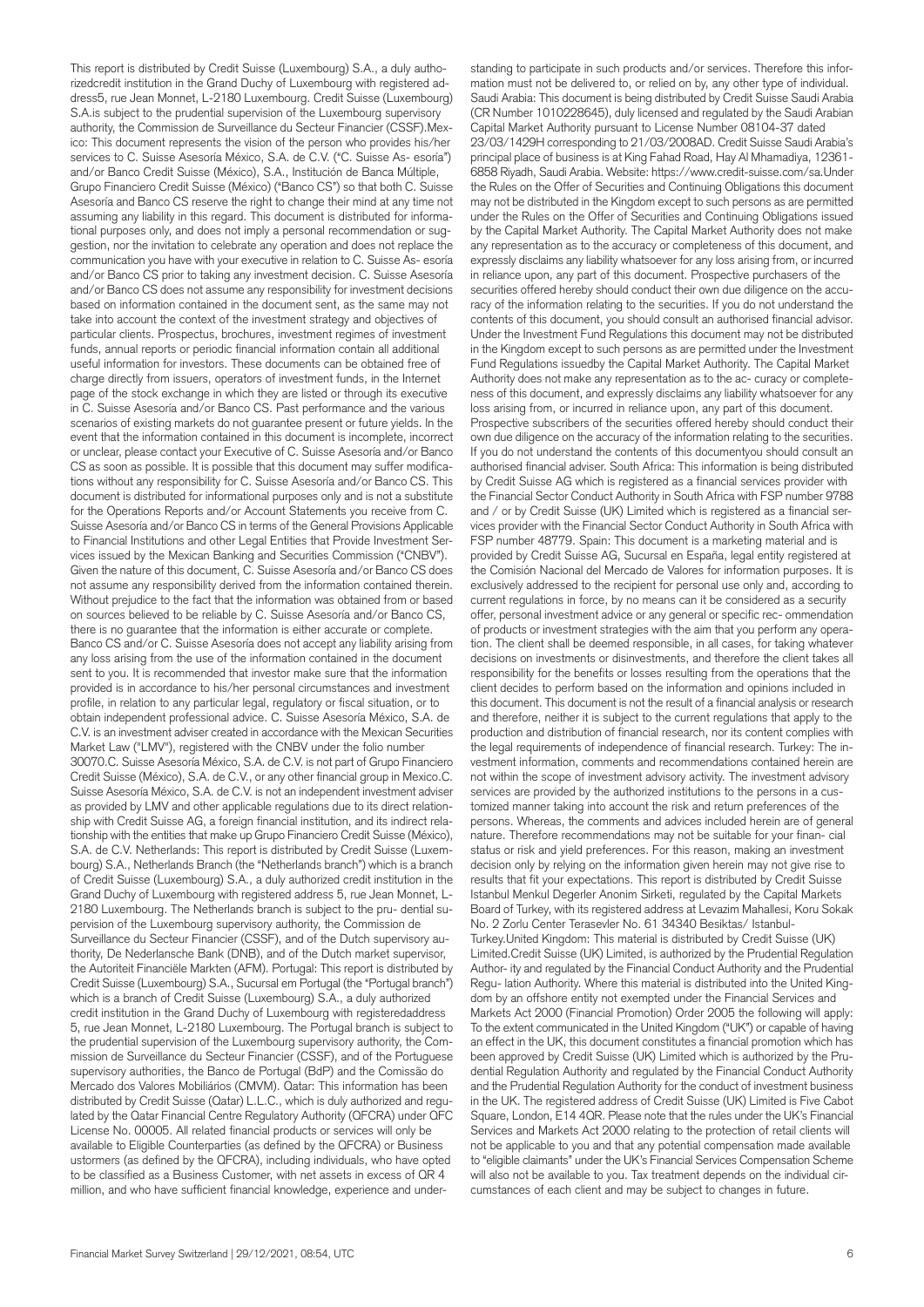This report is distributed by Credit Suisse (Luxembourg) S.A., a duly authorizedcredit institution in the Grand Duchy of Luxembourg with registered address5, rue Jean Monnet, L-2180 Luxembourg. Credit Suisse (Luxembourg) S.A.is subject to the prudential supervision of the Luxembourg supervisory authority, the Commission de Surveillance du Secteur Financier (CSSF).Mexico: This document represents the vision of the person who provides his/her services to C. Suisse Asesoría México, S.A. de C.V. ("C. Suisse As- esoría") and/or Banco Credit Suisse (México), S.A., Institución de Banca Múltiple, Grupo Financiero Credit Suisse (México) ("Banco CS") so that both C. Suisse Asesoría and Banco CS reserve the right to change their mind at any time not assuming any liability in this regard. This document is distributed for informational purposes only, and does not imply a personal recommendation or suggestion, nor the invitation to celebrate any operation and does not replace the communication you have with your executive in relation to C. Suisse As- esoría and/or Banco CS prior to taking any investment decision. C. Suisse Asesoría and/or Banco CS does not assume any responsibility for investment decisions based on information contained in the document sent, as the same may not take into account the context of the investment strategy and objectives of particular clients. Prospectus, brochures, investment regimes of investment funds, annual reports or periodic financial information contain all additional useful information for investors. These documents can be obtained free of charge directly from issuers, operators of investment funds, in the Internet page of the stock exchange in which they are listed or through its executive in C. Suisse Asesoría and/or Banco CS. Past performance and the various scenarios of existing markets do not guarantee present or future yields. In the event that the information contained in this document is incomplete, incorrect or unclear, please contact your Executive of C. Suisse Asesoría and/or Banco CS as soon as possible. It is possible that this document may suffer modifications without any responsibility for C. Suisse Asesoría and/or Banco CS. This document is distributed for informational purposes only and is not a substitute for the Operations Reports and/or Account Statements you receive from C. Suisse Asesoría and/or Banco CS in terms of the General Provisions Applicable to Financial Institutions and other Legal Entities that Provide Investment Services issued by the Mexican Banking and Securities Commission ("CNBV"). Given the nature of this document, C. Suisse Asesoría and/or Banco CS does not assume any responsibility derived from the information contained therein. Without prejudice to the fact that the information was obtained from or based on sources believed to be reliable by C. Suisse Asesoría and/or Banco CS, there is no guarantee that the information is either accurate or complete. Banco CS and/or C. Suisse Asesoría does not accept any liability arising from any loss arising from the use of the information contained in the document sent to you. It is recommended that investor make sure that the information provided is in accordance to his/her personal circumstances and investment profile, in relation to any particular legal, regulatory or fiscal situation, or to obtain independent professional advice. C. Suisse Asesoría México, S.A. de C.V. is an investment adviser created in accordance with the Mexican Securities Market Law ("LMV"), registered with the CNBV under the folio number 30070.C. Suisse Asesoría México, S.A. de C.V. is not part of Grupo Financiero Credit Suisse (México), S.A. de C.V., or any other financial group in Mexico.C. Suisse Asesoría México, S.A. de C.V. is not an independent investment adviser as provided by LMV and other applicable regulations due to its direct relationship with Credit Suisse AG, a foreign financial institution, and its indirect relationship with the entities that make up Grupo Financiero Credit Suisse (México), S.A. de C.V. Netherlands: This report is distributed by Credit Suisse (Luxembourg) S.A., Netherlands Branch (the "Netherlands branch") which is a branch of Credit Suisse (Luxembourg) S.A., a duly authorized credit institution in the Grand Duchy of Luxembourg with registered address 5, rue Jean Monnet, L-2180 Luxembourg. The Netherlands branch is subject to the pru- dential supervision of the Luxembourg supervisory authority, the Commission de Surveillance du Secteur Financier (CSSF), and of the Dutch supervisory authority, De Nederlansche Bank (DNB), and of the Dutch market supervisor, the Autoriteit Financiële Markten (AFM). Portugal: This report is distributed by Credit Suisse (Luxembourg) S.A., Sucursal em Portugal (the "Portugal branch") which is a branch of Credit Suisse (Luxembourg) S.A., a duly authorized credit institution in the Grand Duchy of Luxembourg with registeredaddress 5, rue Jean Monnet, L-2180 Luxembourg. The Portugal branch is subject to the prudential supervision of the Luxembourg supervisory authority, the Commission de Surveillance du Secteur Financier (CSSF), and of the Portuguese supervisory authorities, the Banco de Portugal (BdP) and the Comissão do Mercado dos Valores Mobiliários (CMVM). Qatar: This information has been distributed by Credit Suisse (Qatar) L.L.C., which is duly authorized and regulated by the Qatar Financial Centre Regulatory Authority (QFCRA) under QFC License No. 00005. All related financial products or services will only be available to Eligible Counterparties (as defined by the QFCRA) or Business ustormers (as defined by the QFCRA), including individuals, who have opted to be classified as a Business Customer, with net assets in excess of QR 4 million, and who have sufficient financial knowledge, experience and understanding to participate in such products and/or services. Therefore this information must not be delivered to, or relied on by, any other type of individual. Saudi Arabia: This document is being distributed by Credit Suisse Saudi Arabia (CR Number 1010228645), duly licensed and regulated by the Saudi Arabian Capital Market Authority pursuant to License Number 08104-37 dated 23/03/1429H corresponding to 21/03/2008AD. Credit Suisse Saudi Arabia's principal place of business is at King Fahad Road, Hay Al Mhamadiya, 12361-6858 Riyadh, Saudi Arabia. Website: https://www.credit-suisse.com/sa.Under the Rules on the Offer of Securities and Continuing Obligations this document may not be distributed in the Kingdom except to such persons as are permitted under the Rules on the Offer of Securities and Continuing Obligations issued by the Capital Market Authority. The Capital Market Authority does not make any representation as to the accuracy or completeness of this document, and expressly disclaims any liability whatsoever for any loss arising from, or incurred in reliance upon, any part of this document. Prospective purchasers of the securities offered hereby should conduct their own due diligence on the accuracy of the information relating to the securities. If you do not understand the contents of this document, you should consult an authorised financial advisor. Under the Investment Fund Regulations this document may not be distributed in the Kingdom except to such persons as are permitted under the Investment Fund Regulations issuedby the Capital Market Authority. The Capital Market Authority does not make any representation as to the ac- curacy or completeness of this document, and expressly disclaims any liability whatsoever for any loss arising from, or incurred in reliance upon, any part of this document. Prospective subscribers of the securities offered hereby should conduct their own due diligence on the accuracy of the information relating to the securities. If you do not understand the contents of this documentyou should consult an authorised financial adviser. South Africa: This information is being distributed by Credit Suisse AG which is registered as a financial services provider with the Financial Sector Conduct Authority in South Africa with FSP number 9788 and / or by Credit Suisse (UK) Limited which is registered as a financial services provider with the Financial Sector Conduct Authority in South Africa with FSP number 48779. Spain: This document is a marketing material and is provided by Credit Suisse AG, Sucursal en España, legal entity registered at the Comisión Nacional del Mercado de Valores for information purposes. It is exclusively addressed to the recipient for personal use only and, according to current regulations in force, by no means can it be considered as a security offer, personal investment advice or any general or specific rec- ommendation of products or investment strategies with the aim that you perform any operation. The client shall be deemed responsible, in all cases, for taking whatever decisions on investments or disinvestments, and therefore the client takes all responsibility for the benefits or losses resulting from the operations that the client decides to perform based on the information and opinions included in this document. This document is not the result of a financial analysis or research and therefore, neither it is subject to the current regulations that apply to the production and distribution of financial research, nor its content complies with the legal requirements of independence of financial research. Turkey: The investment information, comments and recommendations contained herein are not within the scope of investment advisory activity. The investment advisory services are provided by the authorized institutions to the persons in a customized manner taking into account the risk and return preferences of the persons. Whereas, the comments and advices included herein are of general nature. Therefore recommendations may not be suitable for your finan- cial status or risk and yield preferences. For this reason, making an investment decision only by relying on the information given herein may not give rise to results that fit your expectations. This report is distributed by Credit Suisse Istanbul Menkul Degerler Anonim Sirketi, regulated by the Capital Markets Board of Turkey, with its registered address at Levazim Mahallesi, Koru Sokak No. 2 Zorlu Center Terasevler No. 61 34340 Besiktas/ Istanbul-Turkey.United Kingdom: This material is distributed by Credit Suisse (UK) Limited.Credit Suisse (UK) Limited, is authorized by the Prudential Regulation Author- ity and regulated by the Financial Conduct Authority and the Prudential Regu- lation Authority. Where this material is distributed into the United Kingdom by an offshore entity not exempted under the Financial Services and Markets Act 2000 (Financial Promotion) Order 2005 the following will apply: To the extent communicated in the United Kingdom ("UK") or capable of having an effect in the UK, this document constitutes a financial promotion which has been approved by Credit Suisse (UK) Limited which is authorized by the Prudential Regulation Authority and regulated by the Financial Conduct Authority and the Prudential Regulation Authority for the conduct of investment business in the UK. The registered address of Credit Suisse (UK) Limited is Five Cabot Square, London, E14 4QR. Please note that the rules under the UK's Financial Services and Markets Act 2000 relating to the protection of retail clients will not be applicable to you and that any potential compensation made available to "eligible claimants" under the UK's Financial Services Compensation Scheme will also not be available to you. Tax treatment depends on the individual circumstances of each client and may be subject to changes in future.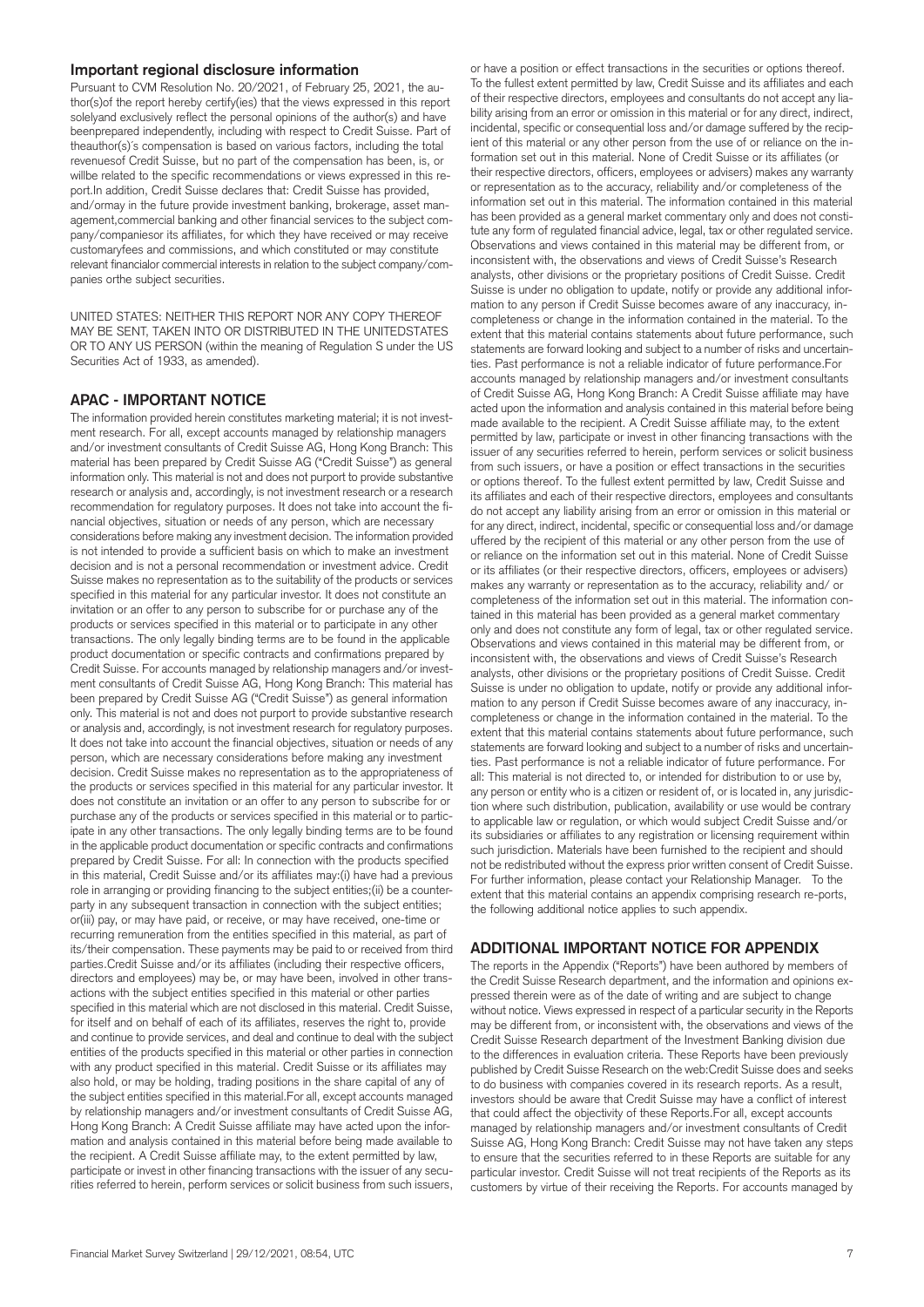## Important regional disclosure information

Pursuant to CVM Resolution No. 20/2021, of February 25, 2021, the author(s)of the report hereby certify(ies) that the views expressed in this report solelyand exclusively reflect the personal opinions of the author(s) and have beenprepared independently, including with respect to Credit Suisse. Part of theauthor(s)´s compensation is based on various factors, including the total revenuesof Credit Suisse, but no part of the compensation has been, is, or willbe related to the specific recommendations or views expressed in this report.In addition, Credit Suisse declares that: Credit Suisse has provided, and/ormay in the future provide investment banking, brokerage, asset management,commercial banking and other financial services to the subject company/companiesor its affiliates, for which they have received or may receive customaryfees and commissions, and which constituted or may constitute relevant financialor commercial interests in relation to the subject company/companies orthe subject securities.

UNITED STATES: NEITHER THIS REPORT NOR ANY COPY THEREOF MAY BE SENT, TAKEN INTO OR DISTRIBUTED IN THE UNITEDSTATES OR TO ANY US PERSON (within the meaning of Regulation S under the US Securities Act of 1933, as amended).

## APAC - IMPORTANT NOTICE

The information provided herein constitutes marketing material; it is not investment research. For all, except accounts managed by relationship managers and/or investment consultants of Credit Suisse AG, Hong Kong Branch: This material has been prepared by Credit Suisse AG ("Credit Suisse") as general information only. This material is not and does not purport to provide substantive research or analysis and, accordingly, is not investment research or a research recommendation for regulatory purposes. It does not take into account the financial objectives, situation or needs of any person, which are necessary considerations before making any investment decision. The information provided is not intended to provide a sufficient basis on which to make an investment decision and is not a personal recommendation or investment advice. Credit Suisse makes no representation as to the suitability of the products or services specified in this material for any particular investor. It does not constitute an invitation or an offer to any person to subscribe for or purchase any of the products or services specified in this material or to participate in any other transactions. The only legally binding terms are to be found in the applicable product documentation or specific contracts and confirmations prepared by Credit Suisse. For accounts managed by relationship managers and/or investment consultants of Credit Suisse AG, Hong Kong Branch: This material has been prepared by Credit Suisse AG ("Credit Suisse") as general information only. This material is not and does not purport to provide substantive research or analysis and, accordingly, is not investment research for regulatory purposes. It does not take into account the financial objectives, situation or needs of any person, which are necessary considerations before making any investment decision. Credit Suisse makes no representation as to the appropriateness of the products or services specified in this material for any particular investor. It does not constitute an invitation or an offer to any person to subscribe for or purchase any of the products or services specified in this material or to participate in any other transactions. The only legally binding terms are to be found in the applicable product documentation or specific contracts and confirmations prepared by Credit Suisse. For all: In connection with the products specified in this material, Credit Suisse and/or its affiliates may:(i) have had a previous role in arranging or providing financing to the subject entities;(ii) be a counterparty in any subsequent transaction in connection with the subject entities; or(iii) pay, or may have paid, or receive, or may have received, one-time or recurring remuneration from the entities specified in this material, as part of its/their compensation. These payments may be paid to or received from third parties.Credit Suisse and/or its affiliates (including their respective officers, directors and employees) may be, or may have been, involved in other transactions with the subject entities specified in this material or other parties specified in this material which are not disclosed in this material. Credit Suisse, for itself and on behalf of each of its affiliates, reserves the right to, provide and continue to provide services, and deal and continue to deal with the subject entities of the products specified in this material or other parties in connection with any product specified in this material. Credit Suisse or its affiliates may also hold, or may be holding, trading positions in the share capital of any of the subject entities specified in this material.For all, except accounts managed by relationship managers and/or investment consultants of Credit Suisse AG, Hong Kong Branch: A Credit Suisse affiliate may have acted upon the information and analysis contained in this material before being made available to the recipient. A Credit Suisse affiliate may, to the extent permitted by law, participate or invest in other financing transactions with the issuer of any securities referred to herein, perform services or solicit business from such issuers, or have a position or effect transactions in the securities or options thereof. To the fullest extent permitted by law, Credit Suisse and its affiliates and each of their respective directors, employees and consultants do not accept any liability arising from an error or omission in this material or for any direct, indirect, incidental, specific or consequential loss and/or damage suffered by the recipient of this material or any other person from the use of or reliance on the information set out in this material. None of Credit Suisse or its affiliates (or their respective directors, officers, employees or advisers) makes any warranty or representation as to the accuracy, reliability and/or completeness of the information set out in this material. The information contained in this material has been provided as a general market commentary only and does not constitute any form of regulated financial advice, legal, tax or other regulated service. Observations and views contained in this material may be different from, or inconsistent with, the observations and views of Credit Suisse's Research analysts, other divisions or the proprietary positions of Credit Suisse. Credit Suisse is under no obligation to update, notify or provide any additional information to any person if Credit Suisse becomes aware of any inaccuracy, incompleteness or change in the information contained in the material. To the extent that this material contains statements about future performance, such statements are forward looking and subject to a number of risks and uncertainties. Past performance is not a reliable indicator of future performance.For accounts managed by relationship managers and/or investment consultants of Credit Suisse AG, Hong Kong Branch: A Credit Suisse affiliate may have acted upon the information and analysis contained in this material before being made available to the recipient. A Credit Suisse affiliate may, to the extent permitted by law, participate or invest in other financing transactions with the issuer of any securities referred to herein, perform services or solicit business from such issuers, or have a position or effect transactions in the securities or options thereof. To the fullest extent permitted by law, Credit Suisse and its affiliates and each of their respective directors, employees and consultants do not accept any liability arising from an error or omission in this material or for any direct, indirect, incidental, specific or consequential loss and/or damage uffered by the recipient of this material or any other person from the use of or reliance on the information set out in this material. None of Credit Suisse or its affiliates (or their respective directors, officers, employees or advisers) makes any warranty or representation as to the accuracy, reliability and/ or completeness of the information set out in this material. The information contained in this material has been provided as a general market commentary only and does not constitute any form of legal, tax or other regulated service. Observations and views contained in this material may be different from, or inconsistent with, the observations and views of Credit Suisse's Research analysts, other divisions or the proprietary positions of Credit Suisse. Credit Suisse is under no obligation to update, notify or provide any additional information to any person if Credit Suisse becomes aware of any inaccuracy, incompleteness or change in the information contained in the material. To the extent that this material contains statements about future performance, such statements are forward looking and subject to a number of risks and uncertainties. Past performance is not a reliable indicator of future performance. For all: This material is not directed to, or intended for distribution to or use by, any person or entity who is a citizen or resident of, or is located in, any jurisdiction where such distribution, publication, availability or use would be contrary to applicable law or regulation, or which would subject Credit Suisse and/or its subsidiaries or affiliates to any registration or licensing requirement within such jurisdiction. Materials have been furnished to the recipient and should not be redistributed without the express prior written consent of Credit Suisse. For further information, please contact your Relationship Manager. To the extent that this material contains an appendix comprising research re-ports, the following additional notice applies to such appendix.

## ADDITIONAL IMPORTANT NOTICE FOR APPENDIX

The reports in the Appendix ("Reports") have been authored by members of the Credit Suisse Research department, and the information and opinions expressed therein were as of the date of writing and are subject to change without notice. Views expressed in respect of a particular security in the Reports may be different from, or inconsistent with, the observations and views of the Credit Suisse Research department of the Investment Banking division due to the differences in evaluation criteria. These Reports have been previously published by Credit Suisse Research on the web:Credit Suisse does and seeks to do business with companies covered in its research reports. As a result, investors should be aware that Credit Suisse may have a conflict of interest that could affect the objectivity of these Reports.For all, except accounts managed by relationship managers and/or investment consultants of Credit Suisse AG, Hong Kong Branch: Credit Suisse may not have taken any steps to ensure that the securities referred to in these Reports are suitable for any particular investor. Credit Suisse will not treat recipients of the Reports as its customers by virtue of their receiving the Reports. For accounts managed by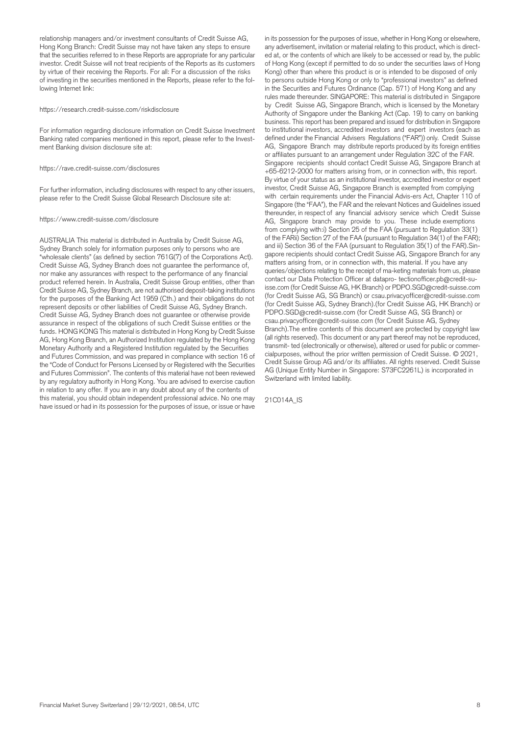relationship managers and/or investment consultants of Credit Suisse AG, Hong Kong Branch: Credit Suisse may not have taken any steps to ensure that the securities referred to in these Reports are appropriate for any particular investor. Credit Suisse will not treat recipients of the Reports as its customers by virtue of their receiving the Reports. For all: For a discussion of the risks of investing in the securities mentioned in the Reports, please refer to the following Internet link:

https://research.credit-suisse.com/riskdisclosure

For information regarding disclosure information on Credit Suisse Investment Banking rated companies mentioned in this report, please refer to the Investment Banking division disclosure site at:

https://rave.credit-suisse.com/disclosures

For further information, including disclosures with respect to any other issuers, please refer to the Credit Suisse Global Research Disclosure site at:

https://www.credit-suisse.com/disclosure

AUSTRALIA This material is distributed in Australia by Credit Suisse AG, Sydney Branch solely for information purposes only to persons who are "wholesale clients" (as defined by section 761G(7) of the Corporations Act). Credit Suisse AG, Sydney Branch does not guarantee the performance of, nor make any assurances with respect to the performance of any financial product referred herein. In Australia, Credit Suisse Group entities, other than Credit Suisse AG, Sydney Branch, are not authorised deposit-taking institutions for the purposes of the Banking Act 1959 (Cth.) and their obligations do not represent deposits or other liabilities of Credit Suisse AG, Sydney Branch. Credit Suisse AG, Sydney Branch does not guarantee or otherwise provide assurance in respect of the obligations of such Credit Suisse entities or the funds. HONG KONG This material is distributed in Hong Kong by Credit Suisse AG, Hong Kong Branch, an Authorized Institution regulated by the Hong Kong Monetary Authority and a Registered Institution regulated by the Securities and Futures Commission, and was prepared in compliance with section 16 of the "Code of Conduct for Persons Licensed by or Registered with the Securities and Futures Commission". The contents of this material have not been reviewed by any regulatory authority in Hong Kong. You are advised to exercise caution in relation to any offer. If you are in any doubt about any of the contents of this material, you should obtain independent professional advice. No one may have issued or had in its possession for the purposes of issue, or issue or have in its possession for the purposes of issue, whether in Hong Kong or elsewhere, any advertisement, invitation or material relating to this product, which is directed at, or the contents of which are likely to be accessed or read by, the public of Hong Kong (except if permitted to do so under the securities laws of Hong Kong) other than where this product is or is intended to be disposed of only to persons outside Hong Kong or only to "professional investors" as defined in the Securities and Futures Ordinance (Cap. 571) of Hong Kong and any rules made thereunder. SINGAPORE: This material is distributed in Singapore by Credit Suisse AG, Singapore Branch, which is licensed by the Monetary Authority of Singapore under the Banking Act (Cap. 19) to carry on banking business. This report has been prepared and issued for distribution in Singapore to institutional investors, accredited investors and expert investors (each as defined under the Financial Advisers Regulations ("FAR")) only. Credit Suisse AG, Singapore Branch may distribute reports produced by its foreign entities or affiliates pursuant to an arrangement under Regulation 32C of the FAR. Singapore recipients should contact Credit Suisse AG, Singapore Branch at +65-6212-2000 for matters arising from, or in connection with, this report. By virtue of your status as an institutional investor, accredited investor or expert investor, Credit Suisse AG, Singapore Branch is exempted from complying with certain requirements under the Financial Advis-ers Act, Chapter 110 of Singapore (the "FAA"), the FAR and the relevant Notices and Guidelines issued thereunder, in respect of any financial advisory service which Credit Suisse AG, Singapore branch may provide to you. These include exemptions from complying with:i) Section 25 of the FAA (pursuant to Regulation 33(1) of the FARii) Section 27 of the FAA (pursuant to Regulation 34(1) of the FAR); and iii) Section 36 of the FAA (pursuant to Regulation 35(1) of the FAR).Singapore recipients should contact Credit Suisse AG, Singapore Branch for any matters arising from, or in connection with, this material. If you have any queries/objections relating to the receipt of ma-keting materials from us, please contact our Data Protection Officer at datapro- tectionofficer.pb@credit-suisse.com (for Credit Suisse AG, HK Branch) or PDPO.SGD@credit-suisse.com (for Credit Suisse AG, SG Branch) or csau.privacyofficer@credit-suisse.com (for Credit Suisse AG, Sydney Branch).(for Credit Suisse AG, HK Branch) or PDPO.SGD@credit-suisse.com (for Credit Suisse AG, SG Branch) or csau.privacyofficer@credit-suisse.com (for Credit Suisse AG, Sydney Branch).The entire contents of this document are protected by copyright law (all rights reserved). This document or any part thereof may not be reproduced, transmit- ted (electronically or otherwise), altered or used for public or commercialpurposes, without the prior written permission of Credit Suisse. © 2021, Credit Suisse Group AG and/or its affiliates. All rights reserved. Credit Suisse AG (Unique Entity Number in Singapore: S73FC2261L) is incorporated in Switzerland with limited liability.

21C014A_IS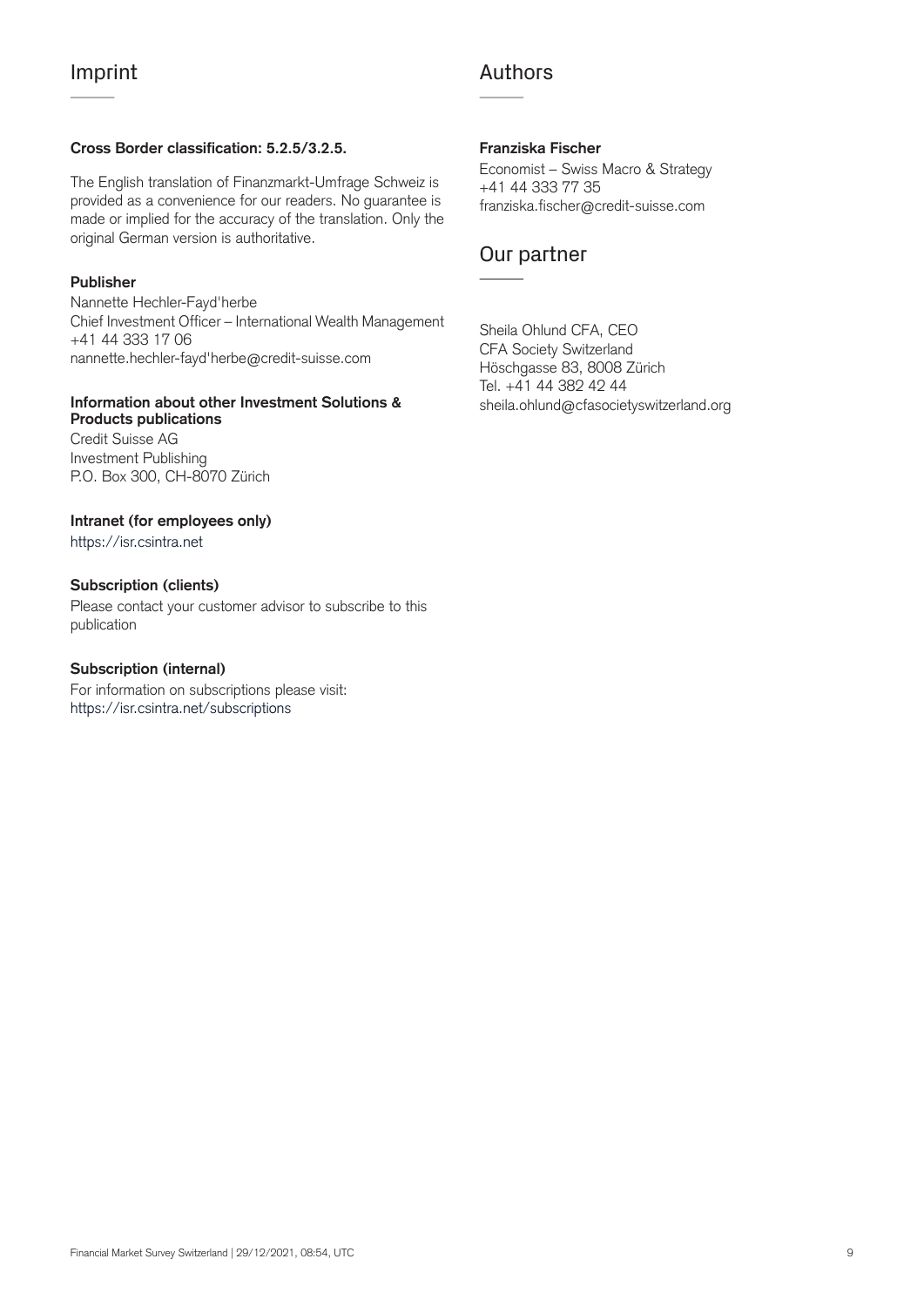## Imprint

**Cross Border classification: 5.2.5/3.2.5.**

The English translation of Finanzmarkt-Umfrage Schweiz is provided as a convenience for our readers. No guarantee is made or implied for the accuracy of the translation. Only the original German version is authoritative.

**Publisher**

Nannette Hechler-Fayd'herbe
Chief Investment Officer – International Wealth Management
+41 44 333 17 06
nannette.hechler-fayd'herbe@credit-suisse.com

**Information about other Investment Solutions & Products publications**

Credit Suisse AG
Investment Publishing
P.O. Box 300, CH-8070 Zürich

**Intranet (for employees only)**

https://isr.csintra.net

**Subscription (clients)**

Please contact your customer advisor to subscribe to this publication

**Subscription (internal)**

For information on subscriptions please visit:
https://isr.csintra.net/subscriptions

## Authors

**Franziska Fischer**

Economist – Swiss Macro & Strategy
+41 44 333 77 35
franziska.fischer@credit-suisse.com

## Our partner

Sheila Ohlund CFA, CEO
CFA Society Switzerland
Höschgasse 83, 8008 Zürich
Tel. +41 44 382 42 44
sheila.ohlund@cfasocietyswitzerland.org